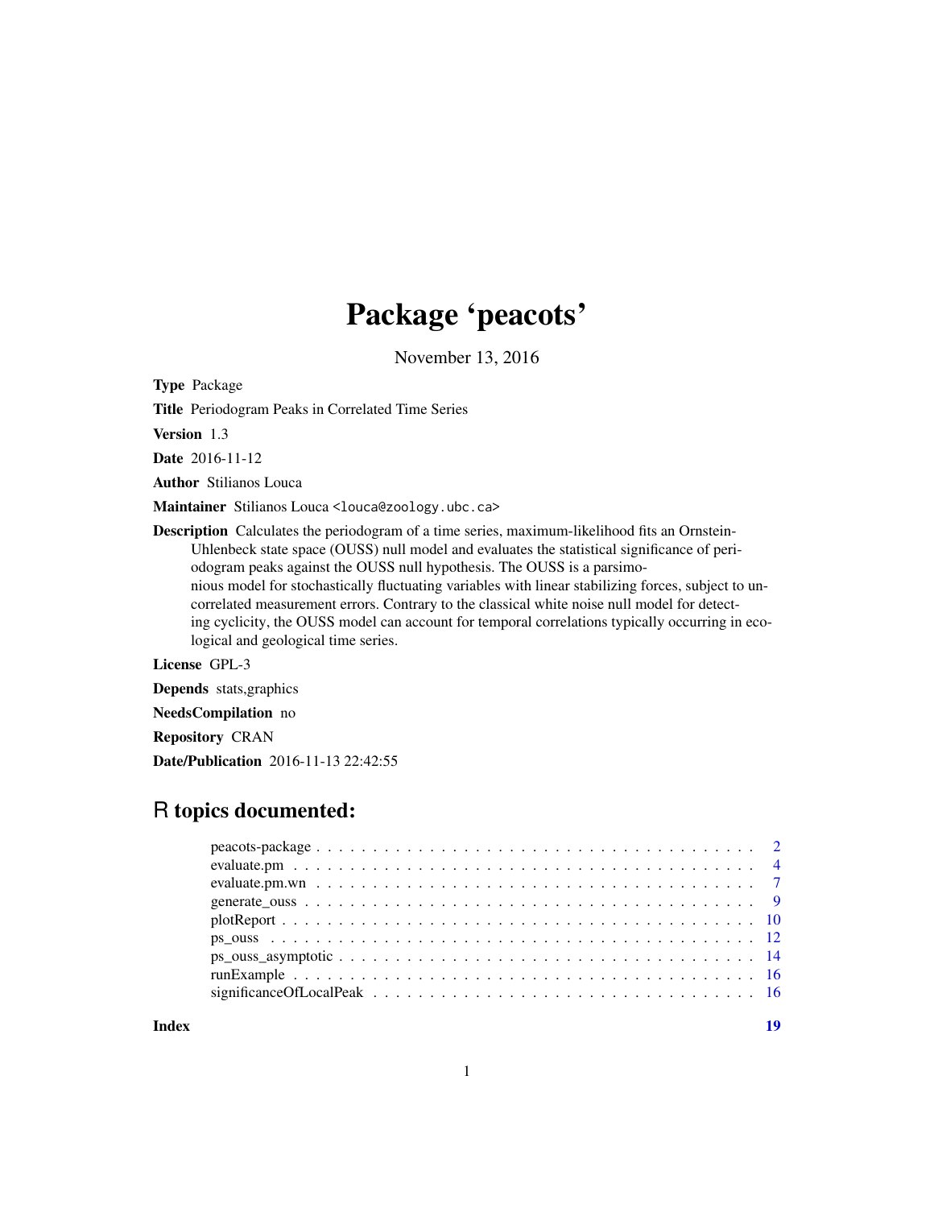# Package 'peacots'

November 13, 2016

**Type** Package

**Title** Periodogram Peaks in Correlated Time Series

**Version** 1.3

**Date** 2016-11-12

**Author** Stilianos Louca

**Maintainer** Stilianos Louca <louca@zoology.ubc.ca>

**Description** Calculates the periodogram of a time series, maximum-likelihood fits an Ornstein-Uhlenbeck state space (OUSS) null model and evaluates the statistical significance of periodogram peaks against the OUSS null hypothesis. The OUSS is a parsimonious model for stochastically fluctuating variables with linear stabilizing forces, subject to uncorrelated measurement errors. Contrary to the classical white noise null model for detecting cyclicity, the OUSS model can account for temporal correlations typically occurring in ecological and geological time series.

**License** GPL-3

**Depends** stats,graphics

**NeedsCompilation** no

**Repository** CRAN

**Date/Publication** 2016-11-13 22:42:55

## R topics documented:

- peacots-package . . . . . . . . . . . . . . . . . . . . . . . . . . . . . . . . . . . . . . . 2
- evaluate.pm . . . . . . . . . . . . . . . . . . . . . . . . . . . . . . . . . . . . . . . . . . 4
- evaluate.pm.wn . . . . . . . . . . . . . . . . . . . . . . . . . . . . . . . . . . . . . . . . 7
- generate_ouss . . . . . . . . . . . . . . . . . . . . . . . . . . . . . . . . . . . . . . . . . 9
- plotReport . . . . . . . . . . . . . . . . . . . . . . . . . . . . . . . . . . . . . . . . . . . 10
- ps_ouss . . . . . . . . . . . . . . . . . . . . . . . . . . . . . . . . . . . . . . . . . . . . 12
- ps_ouss_asymptotic . . . . . . . . . . . . . . . . . . . . . . . . . . . . . . . . . . . . . 14
- runExample . . . . . . . . . . . . . . . . . . . . . . . . . . . . . . . . . . . . . . . . . . 16
- significanceOfLocalPeak . . . . . . . . . . . . . . . . . . . . . . . . . . . . . . . . . . . 16

**Index** 19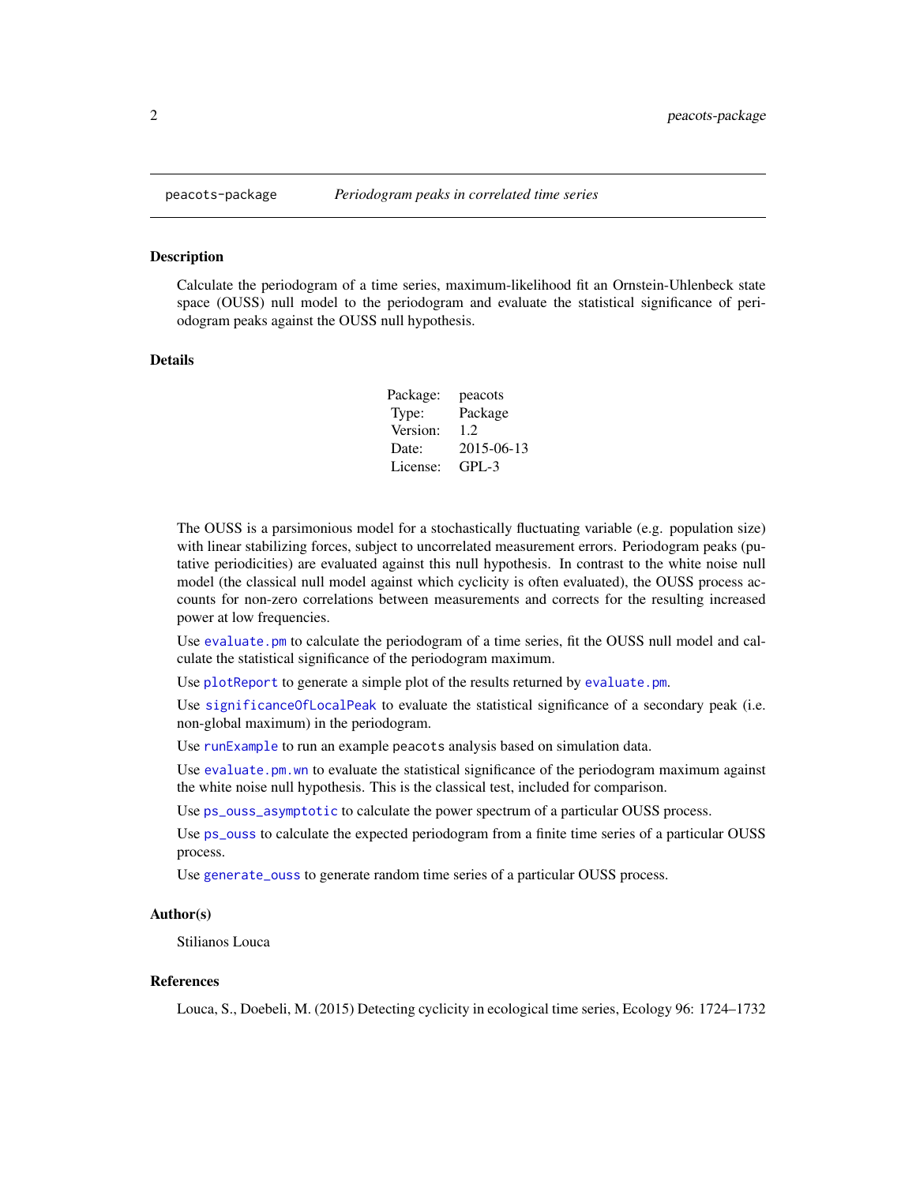`peacots-package` *Periodogram peaks in correlated time series*

## Description

Calculate the periodogram of a time series, maximum-likelihood fit an Ornstein-Uhlenbeck state space (OUSS) null model to the periodogram and evaluate the statistical significance of periodogram peaks against the OUSS null hypothesis.

## Details

| | |
|---|---|
| Package: | peacots |
| Type: | Package |
| Version: | 1.2 |
| Date: | 2015-06-13 |
| License: | GPL-3 |

The OUSS is a parsimonious model for a stochastically fluctuating variable (e.g. population size) with linear stabilizing forces, subject to uncorrelated measurement errors. Periodogram peaks (putative periodicities) are evaluated against this null hypothesis. In contrast to the white noise null model (the classical null model against which cyclicity is often evaluated), the OUSS process accounts for non-zero correlations between measurements and corrects for the resulting increased power at low frequencies.

Use `evaluate.pm` to calculate the periodogram of a time series, fit the OUSS null model and calculate the statistical significance of the periodogram maximum.

Use `plotReport` to generate a simple plot of the results returned by `evaluate.pm`.

Use `significanceOfLocalPeak` to evaluate the statistical significance of a secondary peak (i.e. non-global maximum) in the periodogram.

Use `runExample` to run an example `peacots` analysis based on simulation data.

Use `evaluate.pm.wn` to evaluate the statistical significance of the periodogram maximum against the white noise null hypothesis. This is the classical test, included for comparison.

Use `ps_ouss_asymptotic` to calculate the power spectrum of a particular OUSS process.

Use `ps_ouss` to calculate the expected periodogram from a finite time series of a particular OUSS process.

Use `generate_ouss` to generate random time series of a particular OUSS process.

## Author(s)

Stilianos Louca

## References

Louca, S., Doebeli, M. (2015) Detecting cyclicity in ecological time series, Ecology 96: 1724–1732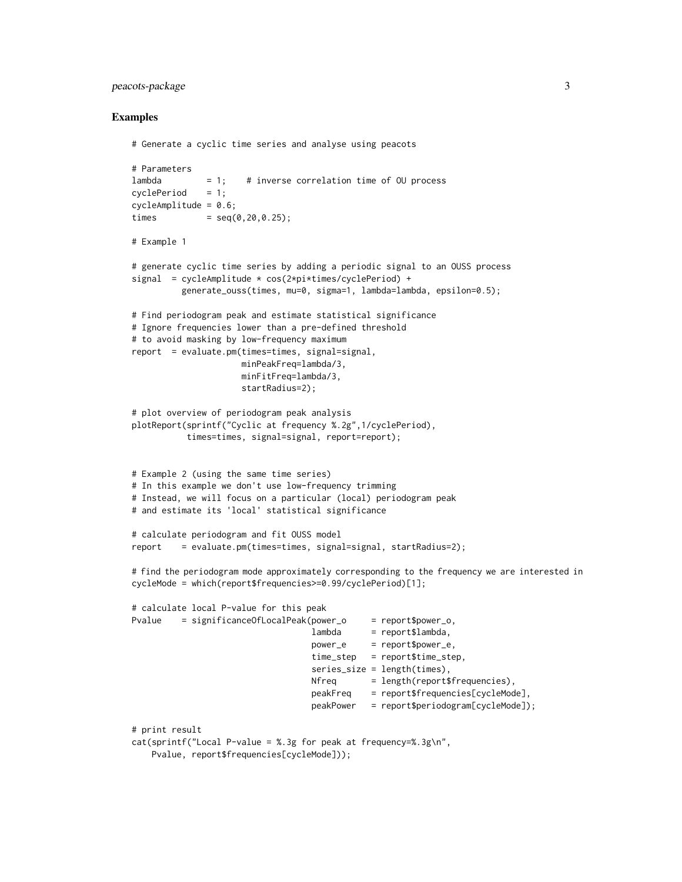## Examples

```
# Generate a cyclic time series and analyse using peacots

# Parameters
lambda        = 1;    # inverse correlation time of OU process
cyclePeriod   = 1;
cycleAmplitude = 0.6;
times         = seq(0,20,0.25);

# Example 1

# generate cyclic time series by adding a periodic signal to an OUSS process
signal  = cycleAmplitude * cos(2*pi*times/cyclePeriod) +
          generate_ouss(times, mu=0, sigma=1, lambda=lambda, epsilon=0.5);

# Find periodogram peak and estimate statistical significance
# Ignore frequencies lower than a pre-defined threshold
# to avoid masking by low-frequency maximum
report  = evaluate.pm(times=times, signal=signal,
                      minPeakFreq=lambda/3,
                      minFitFreq=lambda/3,
                      startRadius=2);

# plot overview of periodogram peak analysis
plotReport(sprintf("Cyclic at frequency %.2g",1/cyclePeriod),
           times=times, signal=signal, report=report);


# Example 2 (using the same time series)
# In this example we don't use low-frequency trimming
# Instead, we will focus on a particular (local) periodogram peak
# and estimate its 'local' statistical significance

# calculate periodogram and fit OUSS model
report    = evaluate.pm(times=times, signal=signal, startRadius=2);

# find the periodogram mode approximately corresponding to the frequency we are interested in
cycleMode = which(report$frequencies>=0.99/cyclePeriod)[1];

# calculate local P-value for this peak
Pvalue    = significanceOfLocalPeak(power_o     = report$power_o,
                                    lambda      = report$lambda,
                                    power_e     = report$power_e,
                                    time_step   = report$time_step,
                                    series_size = length(times),
                                    Nfreq       = length(report$frequencies),
                                    peakFreq    = report$frequencies[cycleMode],
                                    peakPower   = report$periodogram[cycleMode]);

# print result
cat(sprintf("Local P-value = %.3g for peak at frequency=%.3g\n",
    Pvalue, report$frequencies[cycleMode]));
```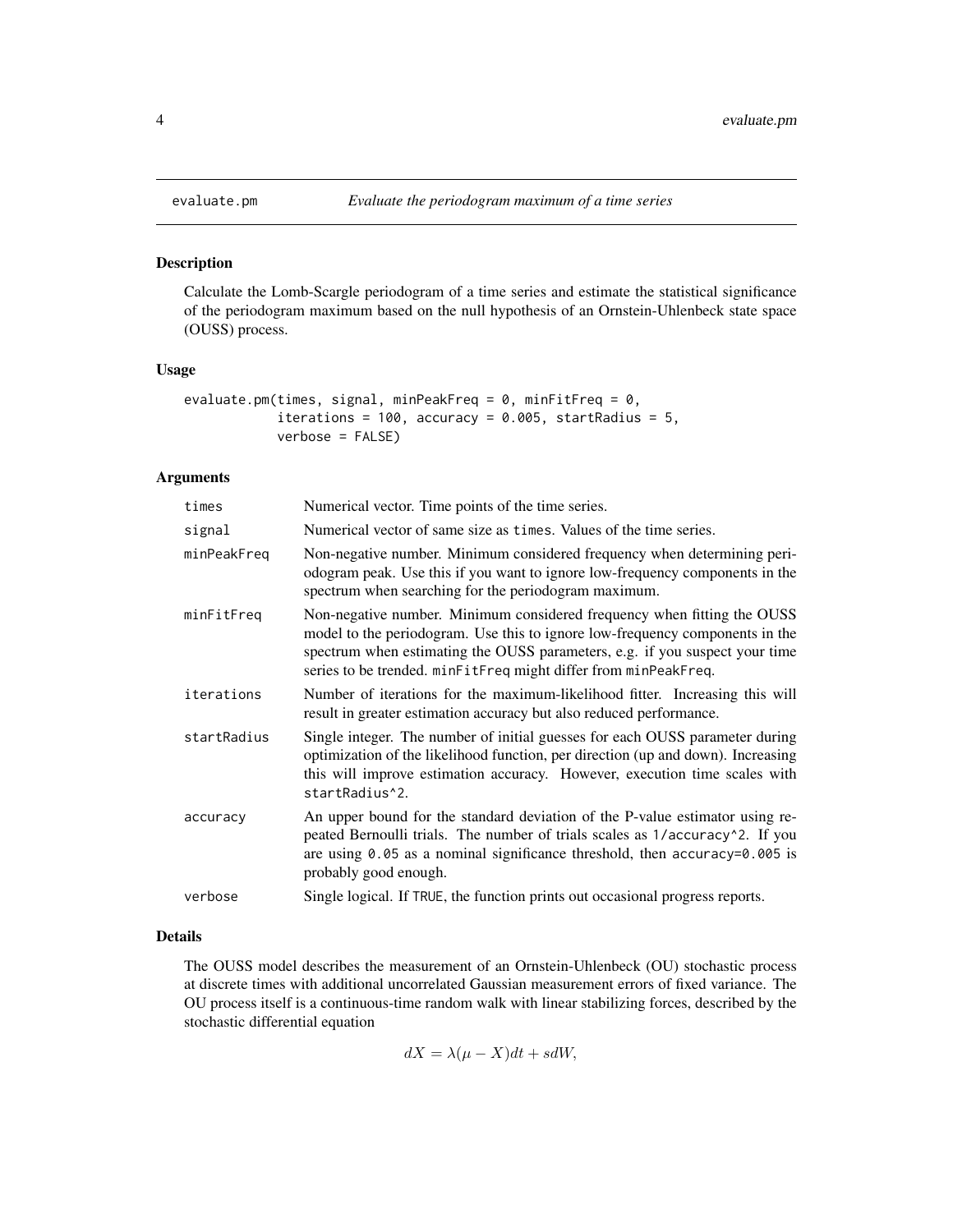evaluate.pm *Evaluate the periodogram maximum of a time series*

## Description

Calculate the Lomb-Scargle periodogram of a time series and estimate the statistical significance of the periodogram maximum based on the null hypothesis of an Ornstein-Uhlenbeck state space (OUSS) process.

## Usage

```
evaluate.pm(times, signal, minPeakFreq = 0, minFitFreq = 0,
            iterations = 100, accuracy = 0.005, startRadius = 5,
            verbose = FALSE)
```

## Arguments

| | |
|---|---|
| times | Numerical vector. Time points of the time series. |
| signal | Numerical vector of same size as times. Values of the time series. |
| minPeakFreq | Non-negative number. Minimum considered frequency when determining periodogram peak. Use this if you want to ignore low-frequency components in the spectrum when searching for the periodogram maximum. |
| minFitFreq | Non-negative number. Minimum considered frequency when fitting the OUSS model to the periodogram. Use this to ignore low-frequency components in the spectrum when estimating the OUSS parameters, e.g. if you suspect your time series to be trended. minFitFreq might differ from minPeakFreq. |
| iterations | Number of iterations for the maximum-likelihood fitter. Increasing this will result in greater estimation accuracy but also reduced performance. |
| startRadius | Single integer. The number of initial guesses for each OUSS parameter during optimization of the likelihood function, per direction (up and down). Increasing this will improve estimation accuracy. However, execution time scales with startRadius^2. |
| accuracy | An upper bound for the standard deviation of the P-value estimator using repeated Bernoulli trials. The number of trials scales as 1/accuracy^2. If you are using 0.05 as a nominal significance threshold, then accuracy=0.005 is probably good enough. |
| verbose | Single logical. If TRUE, the function prints out occasional progress reports. |

## Details

The OUSS model describes the measurement of an Ornstein-Uhlenbeck (OU) stochastic process at discrete times with additional uncorrelated Gaussian measurement errors of fixed variance. The OU process itself is a continuous-time random walk with linear stabilizing forces, described by the stochastic differential equation

$$dX = \lambda(\mu - X)dt + sdW,$$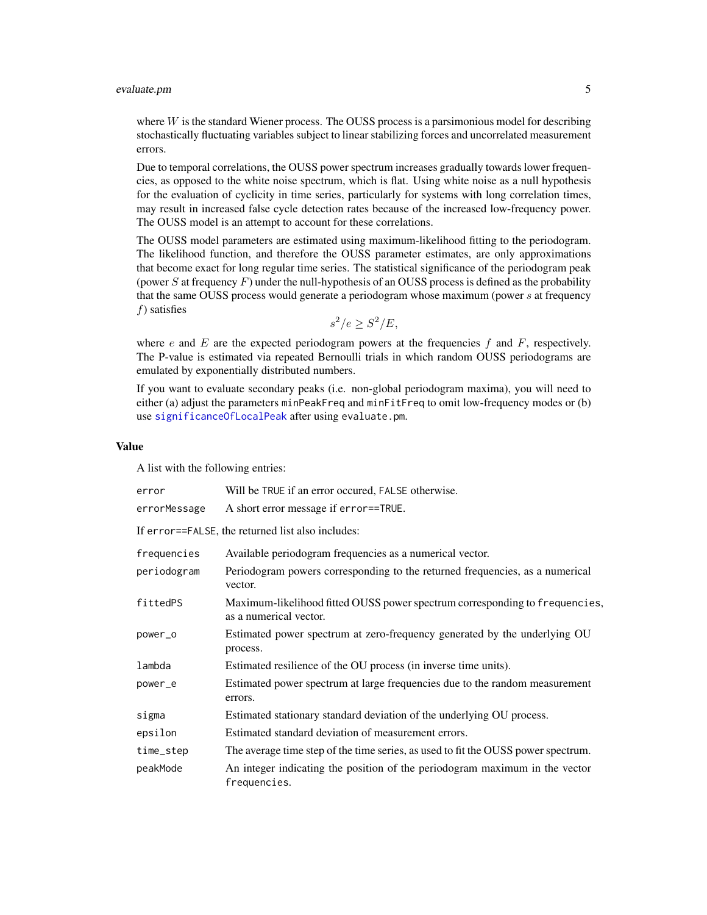where $W$ is the standard Wiener process. The OUSS process is a parsimonious model for describing stochastically fluctuating variables subject to linear stabilizing forces and uncorrelated measurement errors.

Due to temporal correlations, the OUSS power spectrum increases gradually towards lower frequencies, as opposed to the white noise spectrum, which is flat. Using white noise as a null hypothesis for the evaluation of cyclicity in time series, particularly for systems with long correlation times, may result in increased false cycle detection rates because of the increased low-frequency power. The OUSS model is an attempt to account for these correlations.

The OUSS model parameters are estimated using maximum-likelihood fitting to the periodogram. The likelihood function, and therefore the OUSS parameter estimates, are only approximations that become exact for long regular time series. The statistical significance of the periodogram peak (power $S$ at frequency $F$) under the null-hypothesis of an OUSS process is defined as the probability that the same OUSS process would generate a periodogram whose maximum (power $s$ at frequency $f$) satisfies

$$s^2/e \geq S^2/E,$$

where $e$ and $E$ are the expected periodogram powers at the frequencies $f$ and $F$, respectively. The P-value is estimated via repeated Bernoulli trials in which random OUSS periodograms are emulated by exponentially distributed numbers.

If you want to evaluate secondary peaks (i.e. non-global periodogram maxima), you will need to either (a) adjust the parameters `minPeakFreq` and `minFitFreq` to omit low-frequency modes or (b) use `significanceOfLocalPeak` after using `evaluate.pm`.

### Value

A list with the following entries:

| | |
|---|---|
| `error` | Will be `TRUE` if an error occured, `FALSE` otherwise. |
| `errorMessage` | A short error message if `error==TRUE`. |

If `error==FALSE`, the returned list also includes:

| | |
|---|---|
| `frequencies` | Available periodogram frequencies as a numerical vector. |
| `periodogram` | Periodogram powers corresponding to the returned frequencies, as a numerical vector. |
| `fittedPS` | Maximum-likelihood fitted OUSS power spectrum corresponding to `frequencies`, as a numerical vector. |
| `power_o` | Estimated power spectrum at zero-frequency generated by the underlying OU process. |
| `lambda` | Estimated resilience of the OU process (in inverse time units). |
| `power_e` | Estimated power spectrum at large frequencies due to the random measurement errors. |
| `sigma` | Estimated stationary standard deviation of the underlying OU process. |
| `epsilon` | Estimated standard deviation of measurement errors. |
| `time_step` | The average time step of the time series, as used to fit the OUSS power spectrum. |
| `peakMode` | An integer indicating the position of the periodogram maximum in the vector `frequencies`. |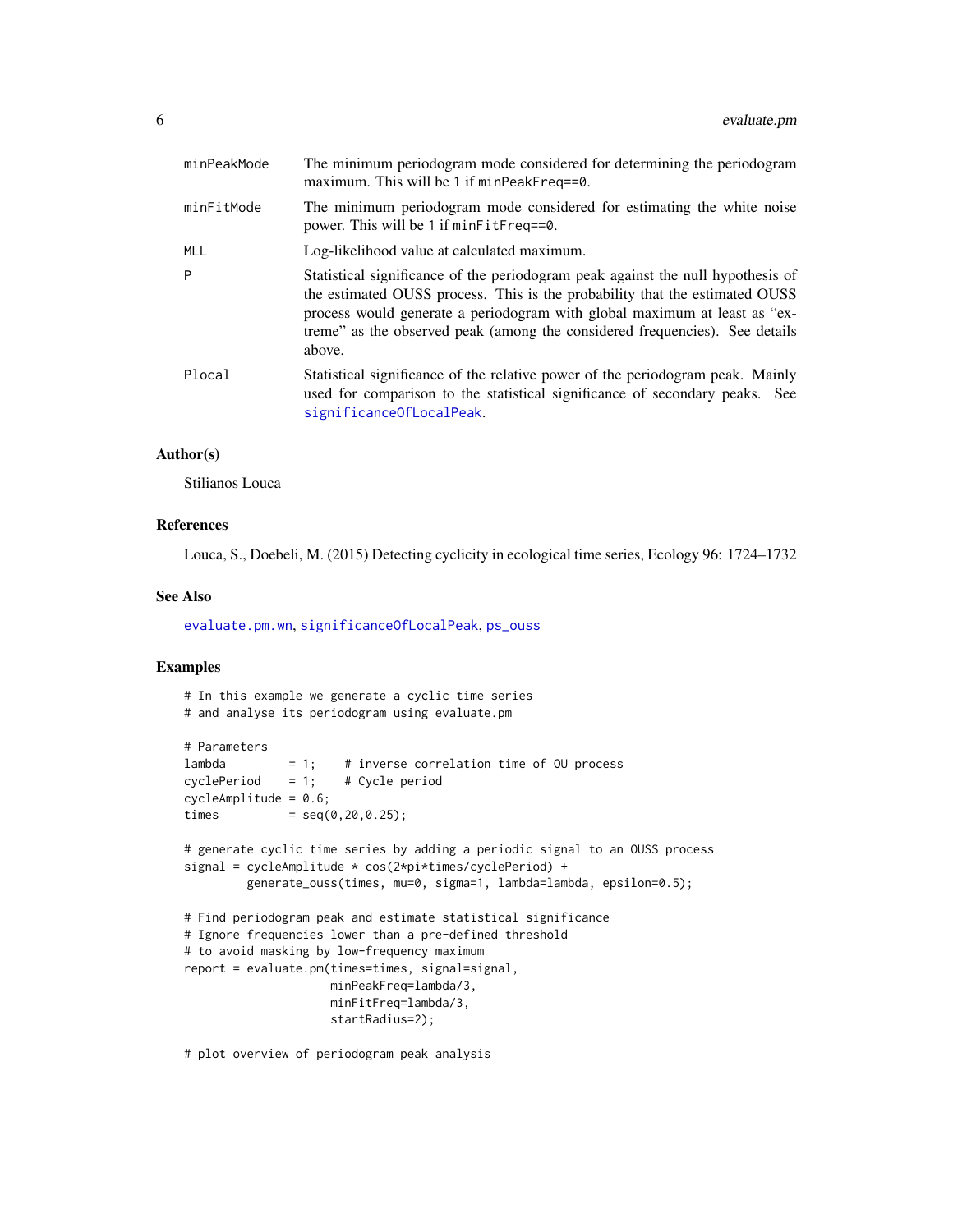| | |
|---|---|
| minPeakMode | The minimum periodogram mode considered for determining the periodogram maximum. This will be 1 if minPeakFreq==0. |
| minFitMode | The minimum periodogram mode considered for estimating the white noise power. This will be 1 if minFitFreq==0. |
| MLL | Log-likelihood value at calculated maximum. |
| P | Statistical significance of the periodogram peak against the null hypothesis of the estimated OUSS process. This is the probability that the estimated OUSS process would generate a periodogram with global maximum at least as "extreme" as the observed peak (among the considered frequencies). See details above. |
| Plocal | Statistical significance of the relative power of the periodogram peak. Mainly used for comparison to the statistical significance of secondary peaks. See significanceOfLocalPeak. |

## Author(s)

Stilianos Louca

## References

Louca, S., Doebeli, M. (2015) Detecting cyclicity in ecological time series, Ecology 96: 1724–1732

## See Also

evaluate.pm.wn, significanceOfLocalPeak, ps_ouss

## Examples

```
# In this example we generate a cyclic time series
# and analyse its periodogram using evaluate.pm

# Parameters
lambda         = 1;    # inverse correlation time of OU process
cyclePeriod    = 1;    # Cycle period
cycleAmplitude = 0.6;
times          = seq(0,20,0.25);

# generate cyclic time series by adding a periodic signal to an OUSS process
signal = cycleAmplitude * cos(2*pi*times/cyclePeriod) +
         generate_ouss(times, mu=0, sigma=1, lambda=lambda, epsilon=0.5);

# Find periodogram peak and estimate statistical significance
# Ignore frequencies lower than a pre-defined threshold
# to avoid masking by low-frequency maximum
report = evaluate.pm(times=times, signal=signal,
                     minPeakFreq=lambda/3,
                     minFitFreq=lambda/3,
                     startRadius=2);

# plot overview of periodogram peak analysis
```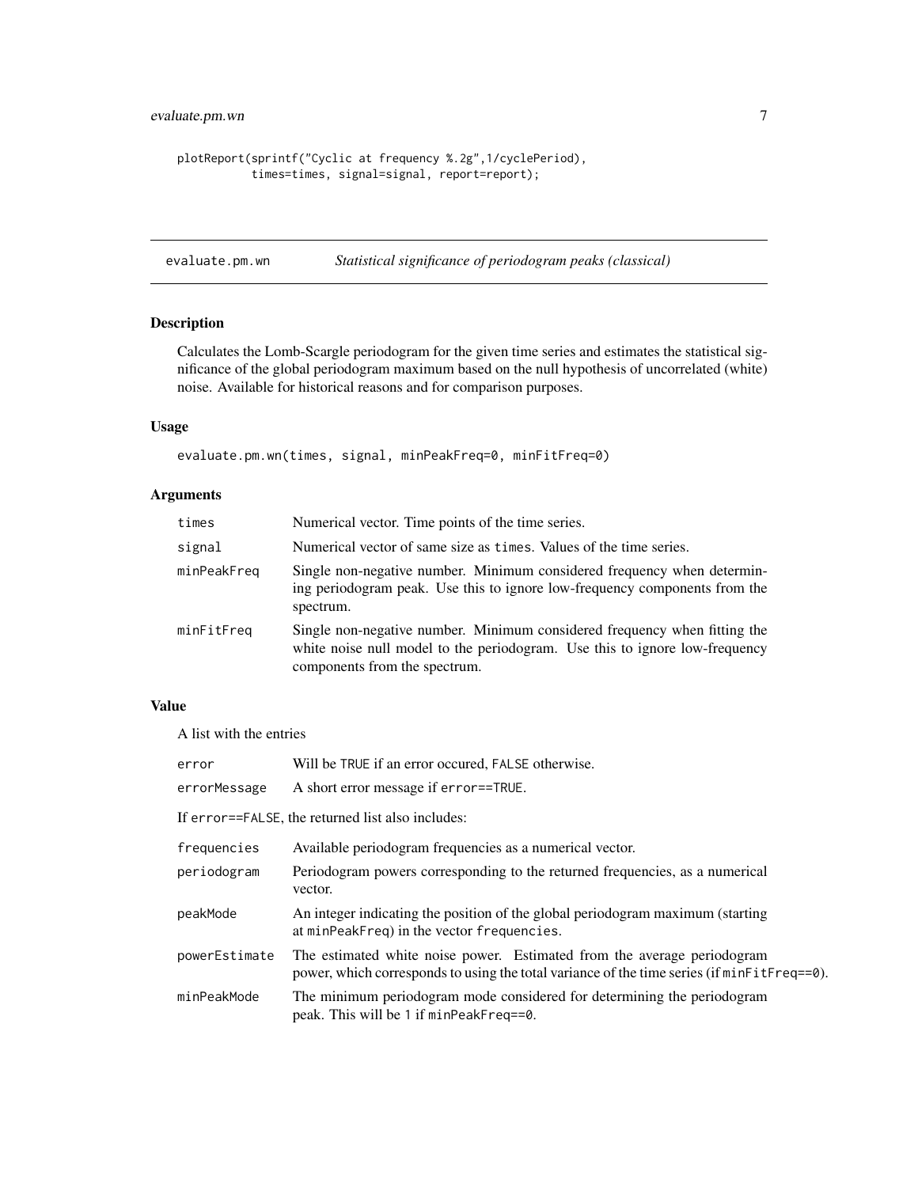```
plotReport(sprintf("Cyclic at frequency %.2g",1/cyclePeriod),
           times=times, signal=signal, report=report);
```

## evaluate.pm.wn — *Statistical significance of periodogram peaks (classical)*

### Description

Calculates the Lomb-Scargle periodogram for the given time series and estimates the statistical significance of the global periodogram maximum based on the null hypothesis of uncorrelated (white) noise. Available for historical reasons and for comparison purposes.

### Usage

```
evaluate.pm.wn(times, signal, minPeakFreq=0, minFitFreq=0)
```

### Arguments

| | |
|---|---|
| `times` | Numerical vector. Time points of the time series. |
| `signal` | Numerical vector of same size as `times`. Values of the time series. |
| `minPeakFreq` | Single non-negative number. Minimum considered frequency when determining periodogram peak. Use this to ignore low-frequency components from the spectrum. |
| `minFitFreq` | Single non-negative number. Minimum considered frequency when fitting the white noise null model to the periodogram. Use this to ignore low-frequency components from the spectrum. |

### Value

A list with the entries

| | |
|---|---|
| `error` | Will be `TRUE` if an error occured, `FALSE` otherwise. |
| `errorMessage` | A short error message if `error==TRUE`. |

If `error==FALSE`, the returned list also includes:

| | |
|---|---|
| `frequencies` | Available periodogram frequencies as a numerical vector. |
| `periodogram` | Periodogram powers corresponding to the returned frequencies, as a numerical vector. |
| `peakMode` | An integer indicating the position of the global periodogram maximum (starting at `minPeakFreq`) in the vector `frequencies`. |
| `powerEstimate` | The estimated white noise power. Estimated from the average periodogram power, which corresponds to using the total variance of the time series (if `minFitFreq==0`). |
| `minPeakMode` | The minimum periodogram mode considered for determining the periodogram peak. This will be `1` if `minPeakFreq==0`. |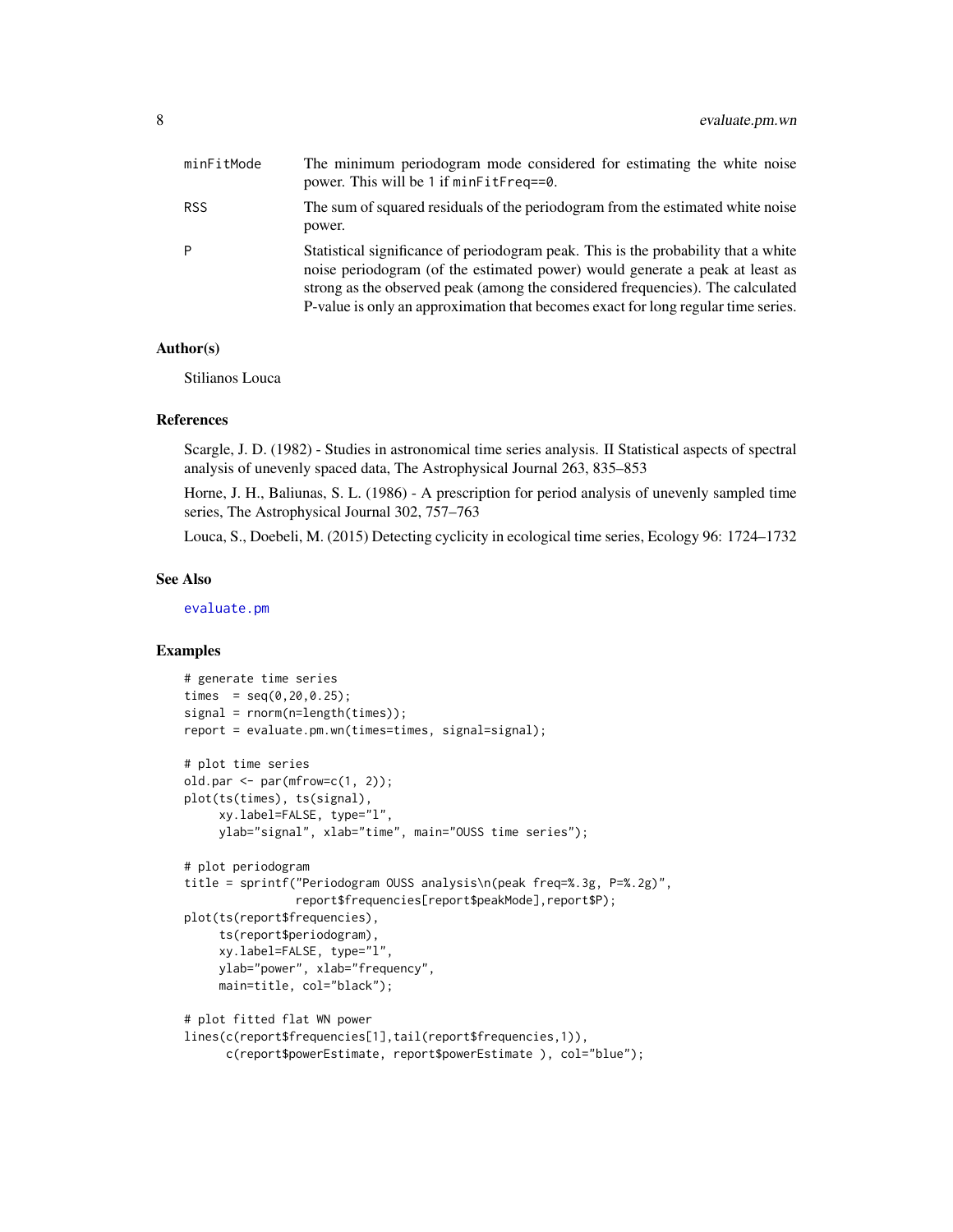| | |
|---|---|
| minFitMode | The minimum periodogram mode considered for estimating the white noise power. This will be 1 if minFitFreq==0. |
| RSS | The sum of squared residuals of the periodogram from the estimated white noise power. |
| P | Statistical significance of periodogram peak. This is the probability that a white noise periodogram (of the estimated power) would generate a peak at least as strong as the observed peak (among the considered frequencies). The calculated P-value is only an approximation that becomes exact for long regular time series. |

## Author(s)

Stilianos Louca

## References

Scargle, J. D. (1982) - Studies in astronomical time series analysis. II Statistical aspects of spectral analysis of unevenly spaced data, The Astrophysical Journal 263, 835–853

Horne, J. H., Baliunas, S. L. (1986) - A prescription for period analysis of unevenly sampled time series, The Astrophysical Journal 302, 757–763

Louca, S., Doebeli, M. (2015) Detecting cyclicity in ecological time series, Ecology 96: 1724–1732

## See Also

evaluate.pm

## Examples

```
# generate time series
times  = seq(0,20,0.25);
signal = rnorm(n=length(times));
report = evaluate.pm.wn(times=times, signal=signal);

# plot time series
old.par <- par(mfrow=c(1, 2));
plot(ts(times), ts(signal),
     xy.label=FALSE, type="l",
     ylab="signal", xlab="time", main="OUSS time series");

# plot periodogram
title = sprintf("Periodogram OUSS analysis\n(peak freq=%.3g, P=%.2g)",
                report$frequencies[report$peakMode],report$P);
plot(ts(report$frequencies),
     ts(report$periodogram),
     xy.label=FALSE, type="l",
     ylab="power", xlab="frequency",
     main=title, col="black");

# plot fitted flat WN power
lines(c(report$frequencies[1],tail(report$frequencies,1)),
      c(report$powerEstimate, report$powerEstimate ), col="blue");
```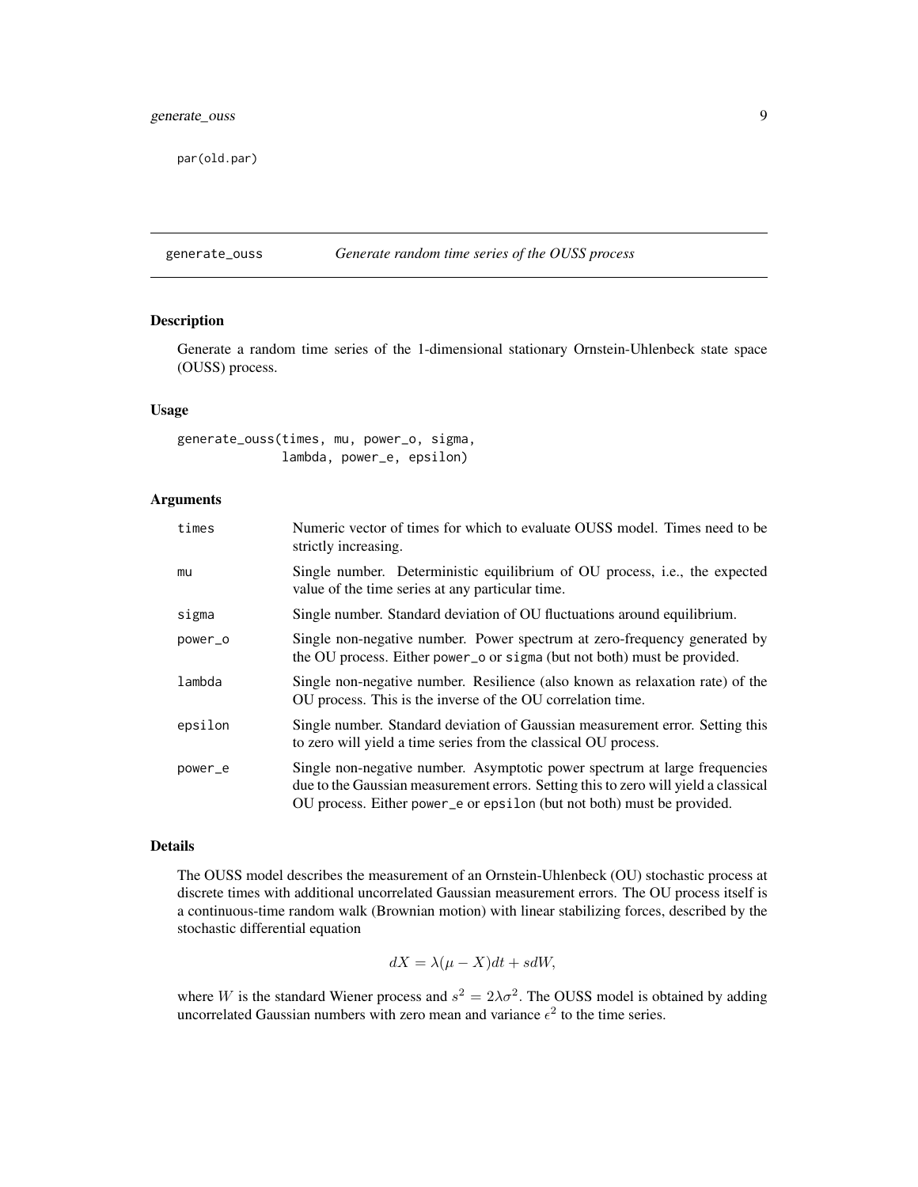```
par(old.par)
```

## generate_ouss *Generate random time series of the OUSS process*

### Description

Generate a random time series of the 1-dimensional stationary Ornstein-Uhlenbeck state space (OUSS) process.

### Usage

```
generate_ouss(times, mu, power_o, sigma,
              lambda, power_e, epsilon)
```

### Arguments

| | |
|---|---|
| times | Numeric vector of times for which to evaluate OUSS model. Times need to be strictly increasing. |
| mu | Single number. Deterministic equilibrium of OU process, i.e., the expected value of the time series at any particular time. |
| sigma | Single number. Standard deviation of OU fluctuations around equilibrium. |
| power_o | Single non-negative number. Power spectrum at zero-frequency generated by the OU process. Either power_o or sigma (but not both) must be provided. |
| lambda | Single non-negative number. Resilience (also known as relaxation rate) of the OU process. This is the inverse of the OU correlation time. |
| epsilon | Single number. Standard deviation of Gaussian measurement error. Setting this to zero will yield a time series from the classical OU process. |
| power_e | Single non-negative number. Asymptotic power spectrum at large frequencies due to the Gaussian measurement errors. Setting this to zero will yield a classical OU process. Either power_e or epsilon (but not both) must be provided. |

### Details

The OUSS model describes the measurement of an Ornstein-Uhlenbeck (OU) stochastic process at discrete times with additional uncorrelated Gaussian measurement errors. The OU process itself is a continuous-time random walk (Brownian motion) with linear stabilizing forces, described by the stochastic differential equation

$$dX = \lambda(\mu - X)dt + sdW,$$

where $W$ is the standard Wiener process and $s^2 = 2\lambda\sigma^2$. The OUSS model is obtained by adding uncorrelated Gaussian numbers with zero mean and variance $\epsilon^2$ to the time series.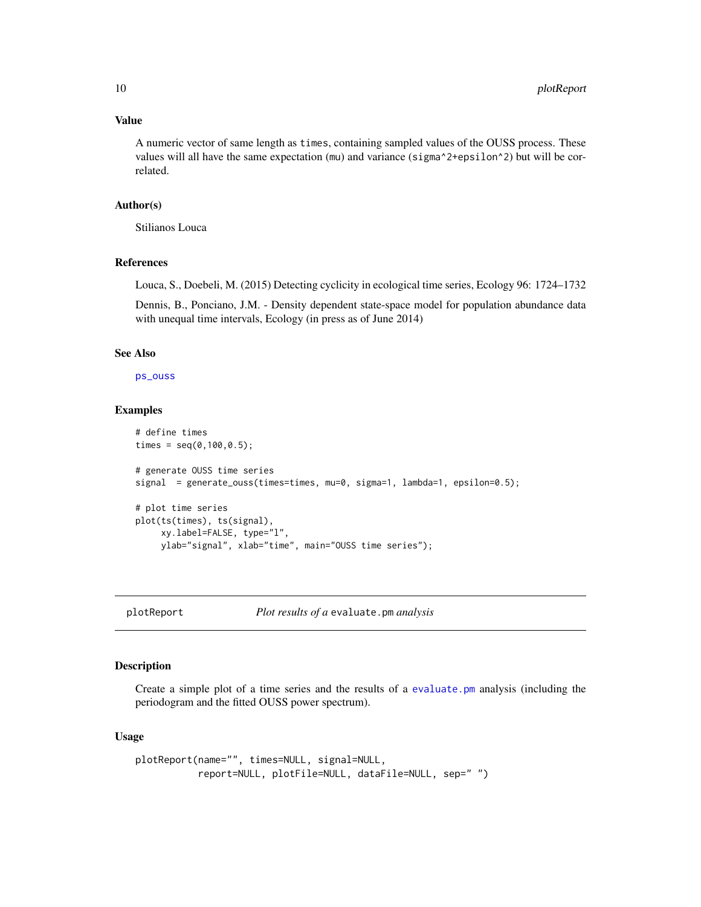### Value

A numeric vector of same length as `times`, containing sampled values of the OUSS process. These values will all have the same expectation (`mu`) and variance (`sigma^2+epsilon^2`) but will be correlated.

### Author(s)

Stilianos Louca

### References

Louca, S., Doebeli, M. (2015) Detecting cyclicity in ecological time series, Ecology 96: 1724–1732

Dennis, B., Ponciano, J.M. - Density dependent state-space model for population abundance data with unequal time intervals, Ecology (in press as of June 2014)

### See Also

`ps_ouss`

### Examples

```
# define times
times = seq(0,100,0.5);

# generate OUSS time series
signal  = generate_ouss(times=times, mu=0, sigma=1, lambda=1, epsilon=0.5);

# plot time series
plot(ts(times), ts(signal),
     xy.label=FALSE, type="l",
     ylab="signal", xlab="time", main="OUSS time series");
```

---

## plotReport    *Plot results of a* `evaluate.pm` *analysis*

### Description

Create a simple plot of a time series and the results of a `evaluate.pm` analysis (including the periodogram and the fitted OUSS power spectrum).

### Usage

```
plotReport(name="", times=NULL, signal=NULL,
           report=NULL, plotFile=NULL, dataFile=NULL, sep=" ")
```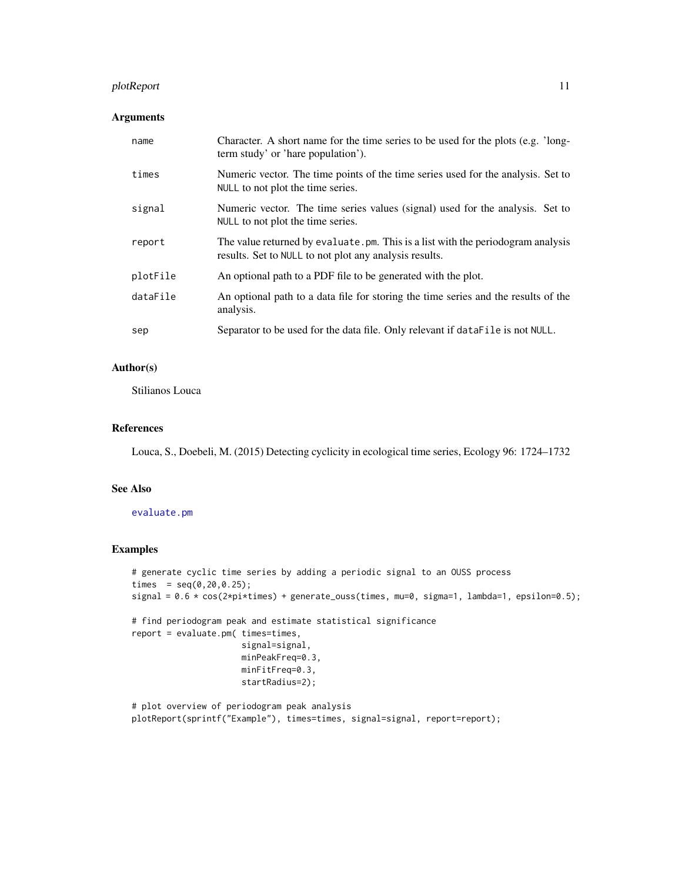## Arguments

| | |
|---|---|
| `name` | Character. A short name for the time series to be used for the plots (e.g. 'long-term study' or 'hare population'). |
| `times` | Numeric vector. The time points of the time series used for the analysis. Set to `NULL` to not plot the time series. |
| `signal` | Numeric vector. The time series values (signal) used for the analysis. Set to `NULL` to not plot the time series. |
| `report` | The value returned by `evaluate.pm`. This is a list with the periodogram analysis results. Set to `NULL` to not plot any analysis results. |
| `plotFile` | An optional path to a PDF file to be generated with the plot. |
| `dataFile` | An optional path to a data file for storing the time series and the results of the analysis. |
| `sep` | Separator to be used for the data file. Only relevant if `dataFile` is not `NULL`. |

## Author(s)

Stilianos Louca

## References

Louca, S., Doebeli, M. (2015) Detecting cyclicity in ecological time series, Ecology 96: 1724–1732

## See Also

`evaluate.pm`

## Examples

```
# generate cyclic time series by adding a periodic signal to an OUSS process
times  = seq(0,20,0.25);
signal = 0.6 * cos(2*pi*times) + generate_ouss(times, mu=0, sigma=1, lambda=1, epsilon=0.5);

# find periodogram peak and estimate statistical significance
report = evaluate.pm( times=times,
                      signal=signal,
                      minPeakFreq=0.3,
                      minFitFreq=0.3,
                      startRadius=2);

# plot overview of periodogram peak analysis
plotReport(sprintf("Example"), times=times, signal=signal, report=report);
```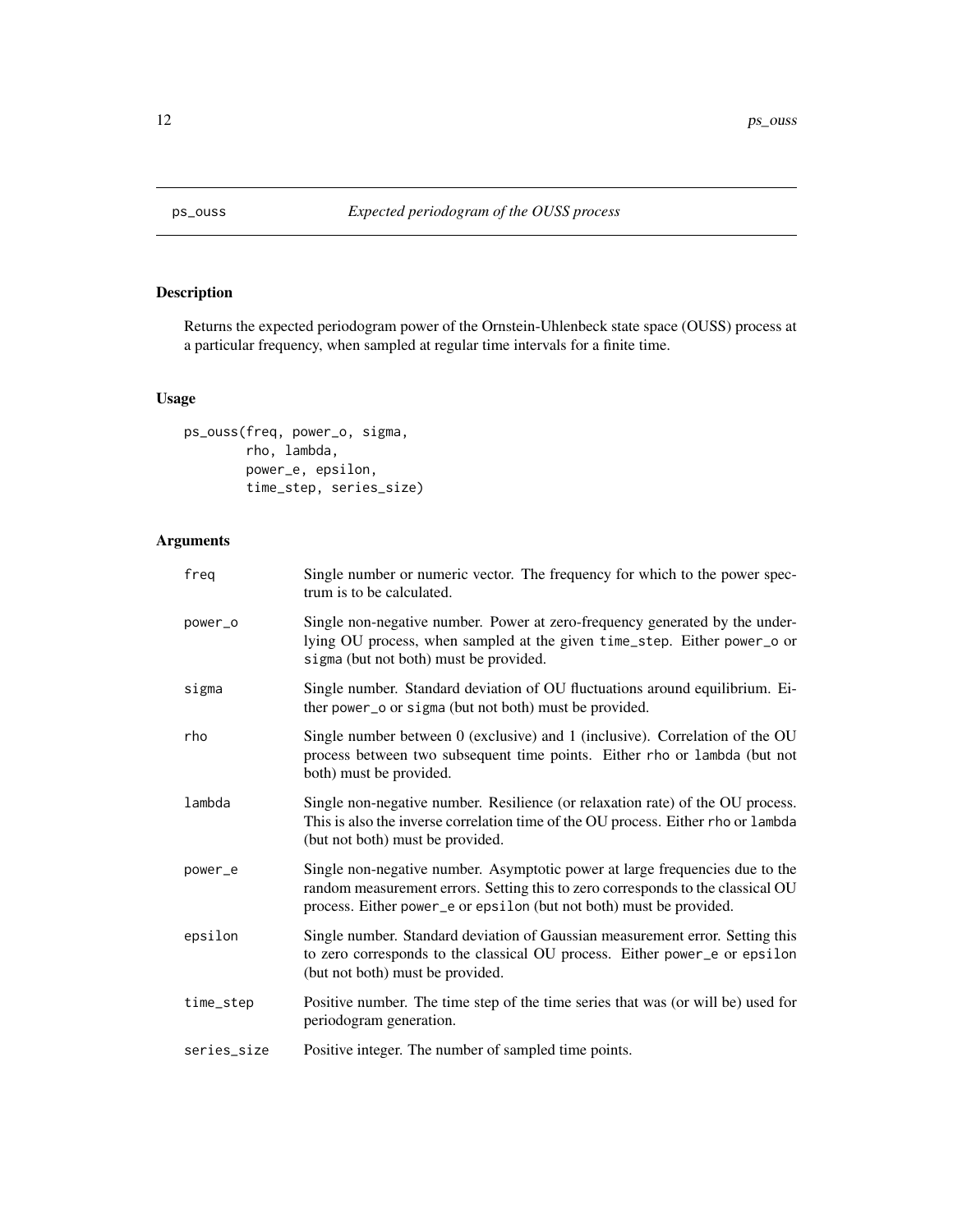# ps_ouss — *Expected periodogram of the OUSS process*

## Description

Returns the expected periodogram power of the Ornstein-Uhlenbeck state space (OUSS) process at a particular frequency, when sampled at regular time intervals for a finite time.

## Usage

```
ps_ouss(freq, power_o, sigma,
        rho, lambda,
        power_e, epsilon,
        time_step, series_size)
```

## Arguments

| Argument | Description |
|---|---|
| `freq` | Single number or numeric vector. The frequency for which to the power spectrum is to be calculated. |
| `power_o` | Single non-negative number. Power at zero-frequency generated by the underlying OU process, when sampled at the given `time_step`. Either `power_o` or `sigma` (but not both) must be provided. |
| `sigma` | Single number. Standard deviation of OU fluctuations around equilibrium. Either `power_o` or `sigma` (but not both) must be provided. |
| `rho` | Single number between 0 (exclusive) and 1 (inclusive). Correlation of the OU process between two subsequent time points. Either `rho` or `lambda` (but not both) must be provided. |
| `lambda` | Single non-negative number. Resilience (or relaxation rate) of the OU process. This is also the inverse correlation time of the OU process. Either `rho` or `lambda` (but not both) must be provided. |
| `power_e` | Single non-negative number. Asymptotic power at large frequencies due to the random measurement errors. Setting this to zero corresponds to the classical OU process. Either `power_e` or `epsilon` (but not both) must be provided. |
| `epsilon` | Single number. Standard deviation of Gaussian measurement error. Setting this to zero corresponds to the classical OU process. Either `power_e` or `epsilon` (but not both) must be provided. |
| `time_step` | Positive number. The time step of the time series that was (or will be) used for periodogram generation. |
| `series_size` | Positive integer. The number of sampled time points. |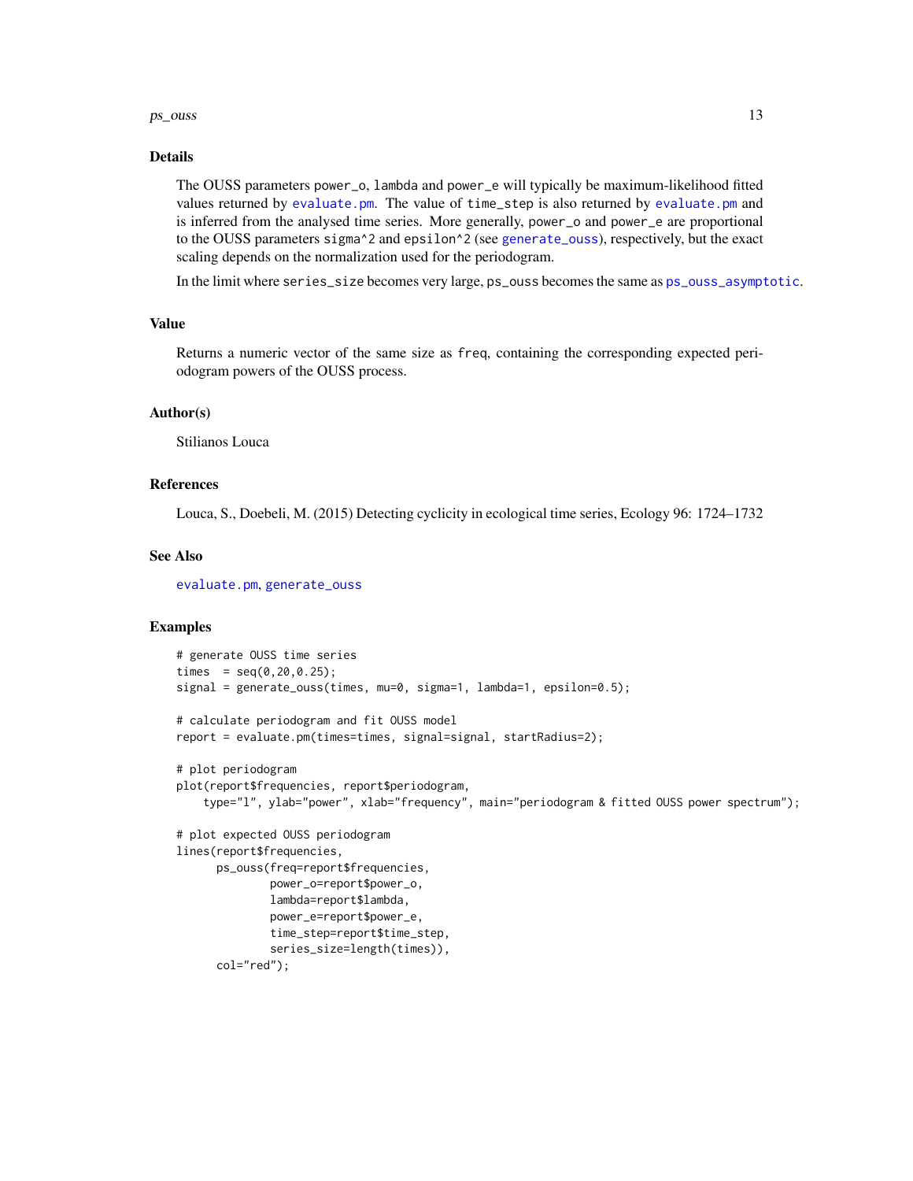## Details

The OUSS parameters `power_o`, `lambda` and `power_e` will typically be maximum-likelihood fitted values returned by `evaluate.pm`. The value of `time_step` is also returned by `evaluate.pm` and is inferred from the analysed time series. More generally, `power_o` and `power_e` are proportional to the OUSS parameters `sigma^2` and `epsilon^2` (see `generate_ouss`), respectively, but the exact scaling depends on the normalization used for the periodogram.

In the limit where `series_size` becomes very large, `ps_ouss` becomes the same as `ps_ouss_asymptotic`.

## Value

Returns a numeric vector of the same size as `freq`, containing the corresponding expected periodogram powers of the OUSS process.

## Author(s)

Stilianos Louca

## References

Louca, S., Doebeli, M. (2015) Detecting cyclicity in ecological time series, Ecology 96: 1724–1732

## See Also

`evaluate.pm`, `generate_ouss`

## Examples

```
# generate OUSS time series
times  = seq(0,20,0.25);
signal = generate_ouss(times, mu=0, sigma=1, lambda=1, epsilon=0.5);

# calculate periodogram and fit OUSS model
report = evaluate.pm(times=times, signal=signal, startRadius=2);

# plot periodogram
plot(report$frequencies, report$periodogram,
    type="l", ylab="power", xlab="frequency", main="periodogram & fitted OUSS power spectrum");

# plot expected OUSS periodogram
lines(report$frequencies,
      ps_ouss(freq=report$frequencies,
              power_o=report$power_o,
              lambda=report$lambda,
              power_e=report$power_e,
              time_step=report$time_step,
              series_size=length(times)),
      col="red");
```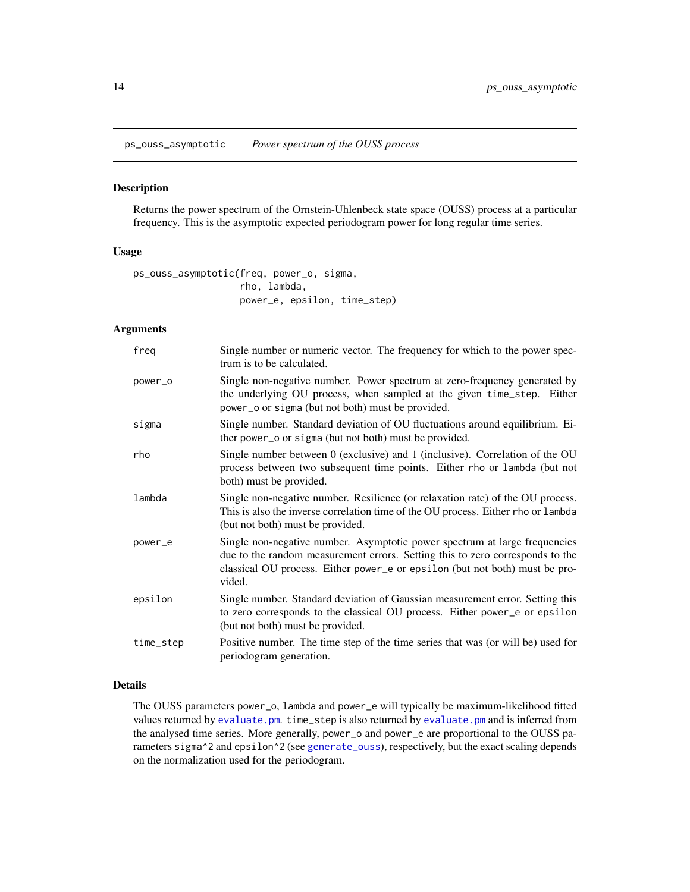## ps_ouss_asymptotic *Power spectrum of the OUSS process*

### Description

Returns the power spectrum of the Ornstein-Uhlenbeck state space (OUSS) process at a particular frequency. This is the asymptotic expected periodogram power for long regular time series.

### Usage

```
ps_ouss_asymptotic(freq, power_o, sigma,
                   rho, lambda,
                   power_e, epsilon, time_step)
```

### Arguments

| | |
|---|---|
| freq | Single number or numeric vector. The frequency for which to the power spectrum is to be calculated. |
| power_o | Single non-negative number. Power spectrum at zero-frequency generated by the underlying OU process, when sampled at the given time_step. Either power_o or sigma (but not both) must be provided. |
| sigma | Single number. Standard deviation of OU fluctuations around equilibrium. Either power_o or sigma (but not both) must be provided. |
| rho | Single number between 0 (exclusive) and 1 (inclusive). Correlation of the OU process between two subsequent time points. Either rho or lambda (but not both) must be provided. |
| lambda | Single non-negative number. Resilience (or relaxation rate) of the OU process. This is also the inverse correlation time of the OU process. Either rho or lambda (but not both) must be provided. |
| power_e | Single non-negative number. Asymptotic power spectrum at large frequencies due to the random measurement errors. Setting this to zero corresponds to the classical OU process. Either power_e or epsilon (but not both) must be provided. |
| epsilon | Single number. Standard deviation of Gaussian measurement error. Setting this to zero corresponds to the classical OU process. Either power_e or epsilon (but not both) must be provided. |
| time_step | Positive number. The time step of the time series that was (or will be) used for periodogram generation. |

### Details

The OUSS parameters power_o, lambda and power_e will typically be maximum-likelihood fitted values returned by evaluate.pm. time_step is also returned by evaluate.pm and is inferred from the analysed time series. More generally, power_o and power_e are proportional to the OUSS parameters sigma^2 and epsilon^2 (see generate_ouss), respectively, but the exact scaling depends on the normalization used for the periodogram.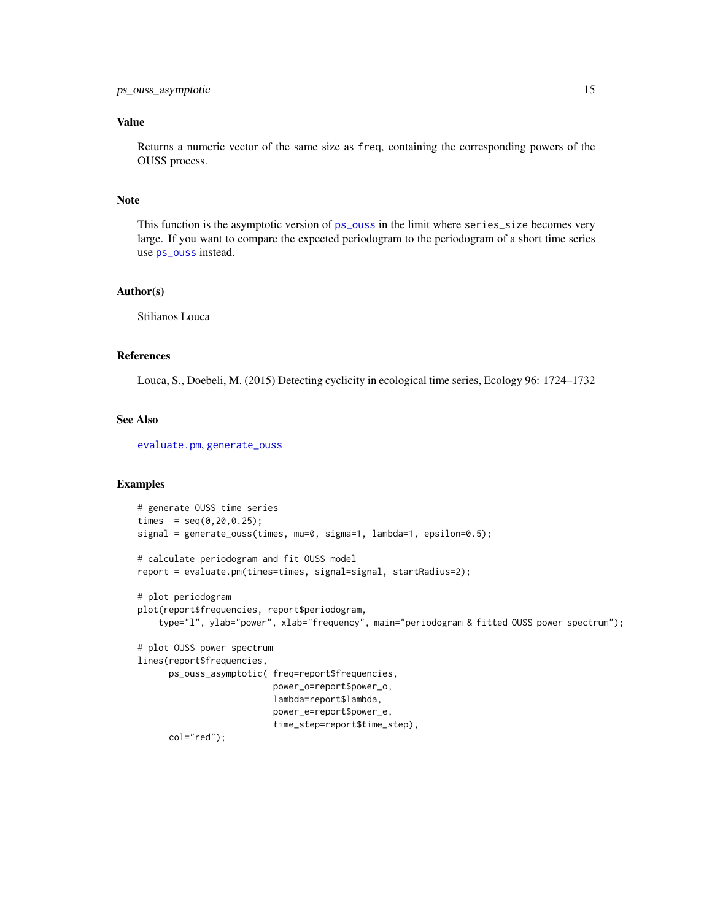## Value

Returns a numeric vector of the same size as `freq`, containing the corresponding powers of the OUSS process.

## Note

This function is the asymptotic version of `ps_ouss` in the limit where `series_size` becomes very large. If you want to compare the expected periodogram to the periodogram of a short time series use `ps_ouss` instead.

## Author(s)

Stilianos Louca

## References

Louca, S., Doebeli, M. (2015) Detecting cyclicity in ecological time series, Ecology 96: 1724–1732

## See Also

`evaluate.pm`, `generate_ouss`

## Examples

```
# generate OUSS time series
times  = seq(0,20,0.25);
signal = generate_ouss(times, mu=0, sigma=1, lambda=1, epsilon=0.5);

# calculate periodogram and fit OUSS model
report = evaluate.pm(times=times, signal=signal, startRadius=2);

# plot periodogram
plot(report$frequencies, report$periodogram,
    type="l", ylab="power", xlab="frequency", main="periodogram & fitted OUSS power spectrum");

# plot OUSS power spectrum
lines(report$frequencies,
      ps_ouss_asymptotic( freq=report$frequencies,
                          power_o=report$power_o,
                          lambda=report$lambda,
                          power_e=report$power_e,
                          time_step=report$time_step),
      col="red");
```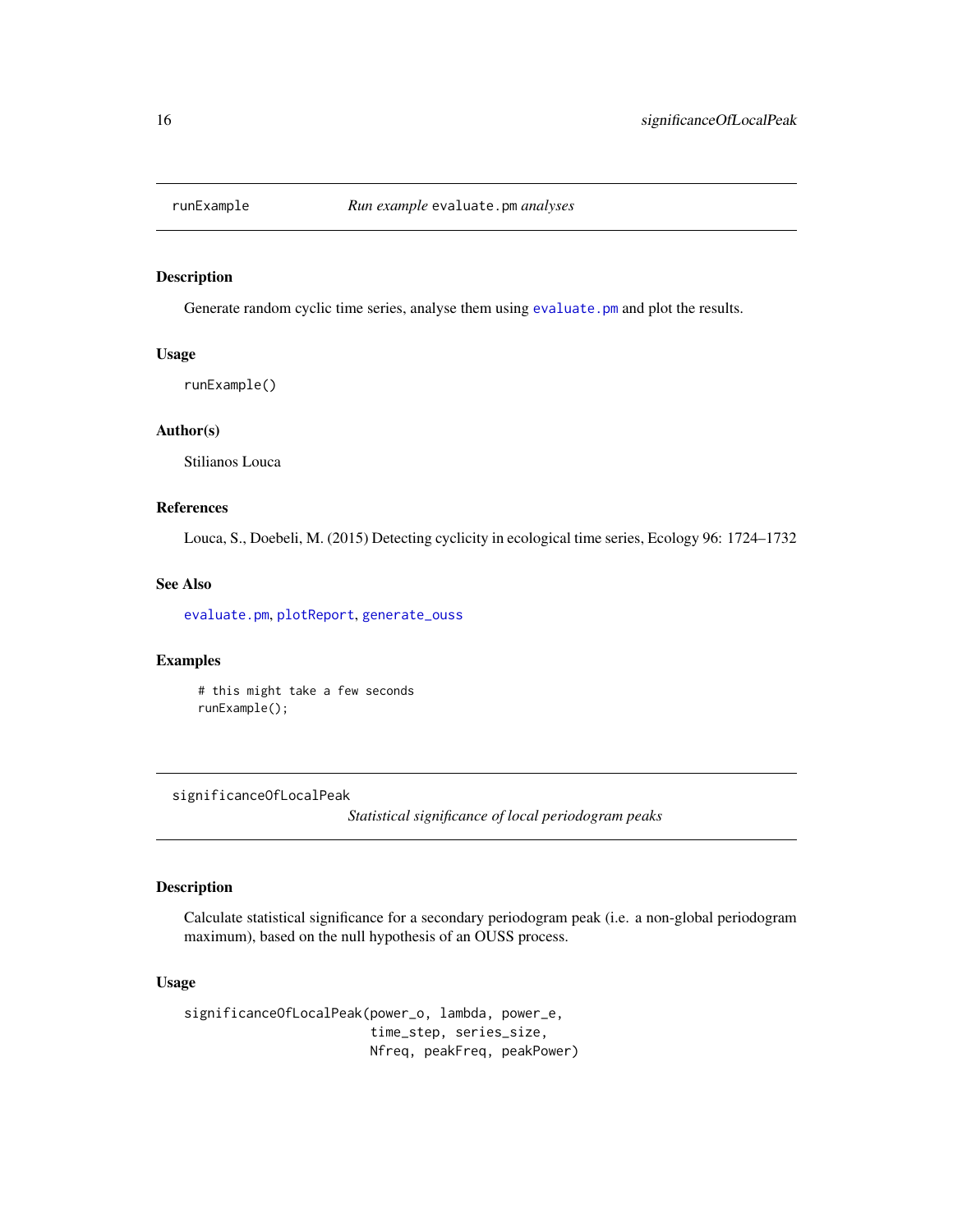## runExample — *Run example* `evaluate.pm` *analyses*

### Description

Generate random cyclic time series, analyse them using `evaluate.pm` and plot the results.

### Usage

```
runExample()
```

### Author(s)

Stilianos Louca

### References

Louca, S., Doebeli, M. (2015) Detecting cyclicity in ecological time series, Ecology 96: 1724–1732

### See Also

`evaluate.pm`, `plotReport`, `generate_ouss`

### Examples

```
# this might take a few seconds
runExample();
```

## significanceOfLocalPeak — *Statistical significance of local periodogram peaks*

### Description

Calculate statistical significance for a secondary periodogram peak (i.e. a non-global periodogram maximum), based on the null hypothesis of an OUSS process.

### Usage

```
significanceOfLocalPeak(power_o, lambda, power_e,
                        time_step, series_size,
                        Nfreq, peakFreq, peakPower)
```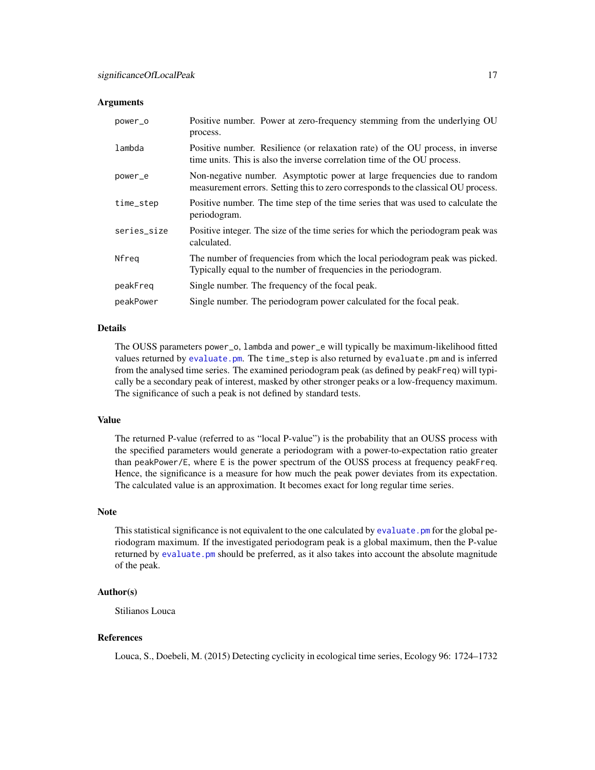### Arguments

| | |
|---|---|
| `power_o` | Positive number. Power at zero-frequency stemming from the underlying OU process. |
| `lambda` | Positive number. Resilience (or relaxation rate) of the OU process, in inverse time units. This is also the inverse correlation time of the OU process. |
| `power_e` | Non-negative number. Asymptotic power at large frequencies due to random measurement errors. Setting this to zero corresponds to the classical OU process. |
| `time_step` | Positive number. The time step of the time series that was used to calculate the periodogram. |
| `series_size` | Positive integer. The size of the time series for which the periodogram peak was calculated. |
| `Nfreq` | The number of frequencies from which the local periodogram peak was picked. Typically equal to the number of frequencies in the periodogram. |
| `peakFreq` | Single number. The frequency of the focal peak. |
| `peakPower` | Single number. The periodogram power calculated for the focal peak. |

### Details

The OUSS parameters `power_o`, `lambda` and `power_e` will typically be maximum-likelihood fitted values returned by `evaluate.pm`. The `time_step` is also returned by `evaluate.pm` and is inferred from the analysed time series. The examined periodogram peak (as defined by `peakFreq`) will typically be a secondary peak of interest, masked by other stronger peaks or a low-frequency maximum. The significance of such a peak is not defined by standard tests.

### Value

The returned P-value (referred to as "local P-value") is the probability that an OUSS process with the specified parameters would generate a periodogram with a power-to-expectation ratio greater than `peakPower/E`, where `E` is the power spectrum of the OUSS process at frequency `peakFreq`. Hence, the significance is a measure for how much the peak power deviates from its expectation. The calculated value is an approximation. It becomes exact for long regular time series.

### Note

This statistical significance is not equivalent to the one calculated by `evaluate.pm` for the global periodogram maximum. If the investigated periodogram peak is a global maximum, then the P-value returned by `evaluate.pm` should be preferred, as it also takes into account the absolute magnitude of the peak.

### Author(s)

Stilianos Louca

### References

Louca, S., Doebeli, M. (2015) Detecting cyclicity in ecological time series, Ecology 96: 1724–1732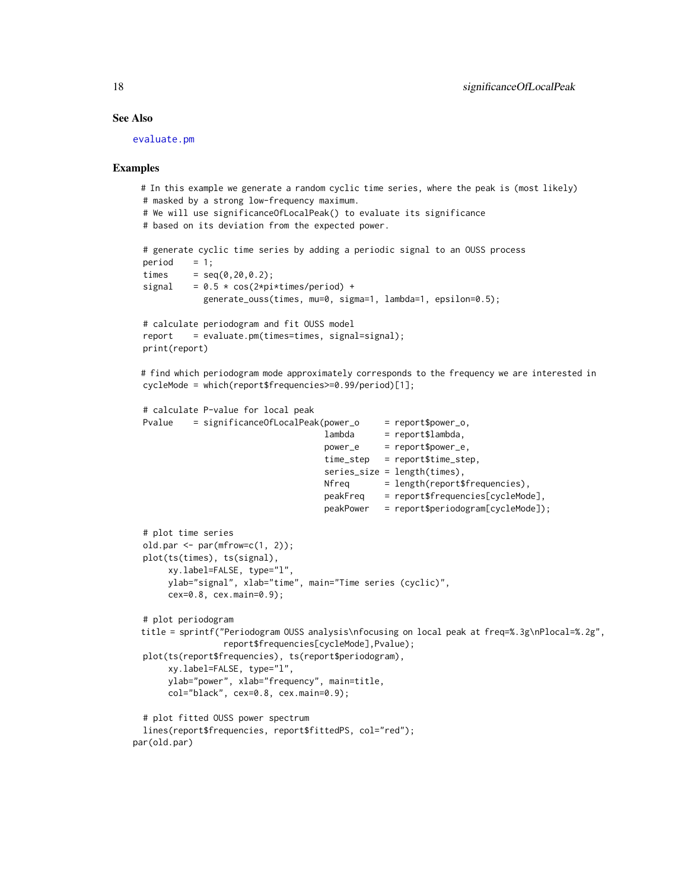## See Also

evaluate.pm

## Examples

```
 # In this example we generate a random cyclic time series, where the peak is (most likely)
 # masked by a strong low-frequency maximum.
 # We will use significanceOfLocalPeak() to evaluate its significance
 # based on its deviation from the expected power.

 # generate cyclic time series by adding a periodic signal to an OUSS process
 period    = 1;
 times     = seq(0,20,0.2);
 signal    = 0.5 * cos(2*pi*times/period) +
             generate_ouss(times, mu=0, sigma=1, lambda=1, epsilon=0.5);

 # calculate periodogram and fit OUSS model
 report    = evaluate.pm(times=times, signal=signal);
 print(report)

# find which periodogram mode approximately corresponds to the frequency we are interested in
 cycleMode = which(report$frequencies>=0.99/period)[1];

 # calculate P-value for local peak
 Pvalue    = significanceOfLocalPeak(power_o     = report$power_o,
                                     lambda      = report$lambda,
                                     power_e     = report$power_e,
                                     time_step   = report$time_step,
                                     series_size = length(times),
                                     Nfreq       = length(report$frequencies),
                                     peakFreq    = report$frequencies[cycleMode],
                                     peakPower   = report$periodogram[cycleMode]);

 # plot time series
 old.par <- par(mfrow=c(1, 2));
 plot(ts(times), ts(signal),
      xy.label=FALSE, type="l",
      ylab="signal", xlab="time", main="Time series (cyclic)",
      cex=0.8, cex.main=0.9);

 # plot periodogram
title = sprintf("Periodogram OUSS analysis\nfocusing on local peak at freq=%.3g\nPlocal=%.2g",
                report$frequencies[cycleMode],Pvalue);
 plot(ts(report$frequencies), ts(report$periodogram),
      xy.label=FALSE, type="l",
      ylab="power", xlab="frequency", main=title,
      col="black", cex=0.8, cex.main=0.9);

 # plot fitted OUSS power spectrum
 lines(report$frequencies, report$fittedPS, col="red");
par(old.par)
```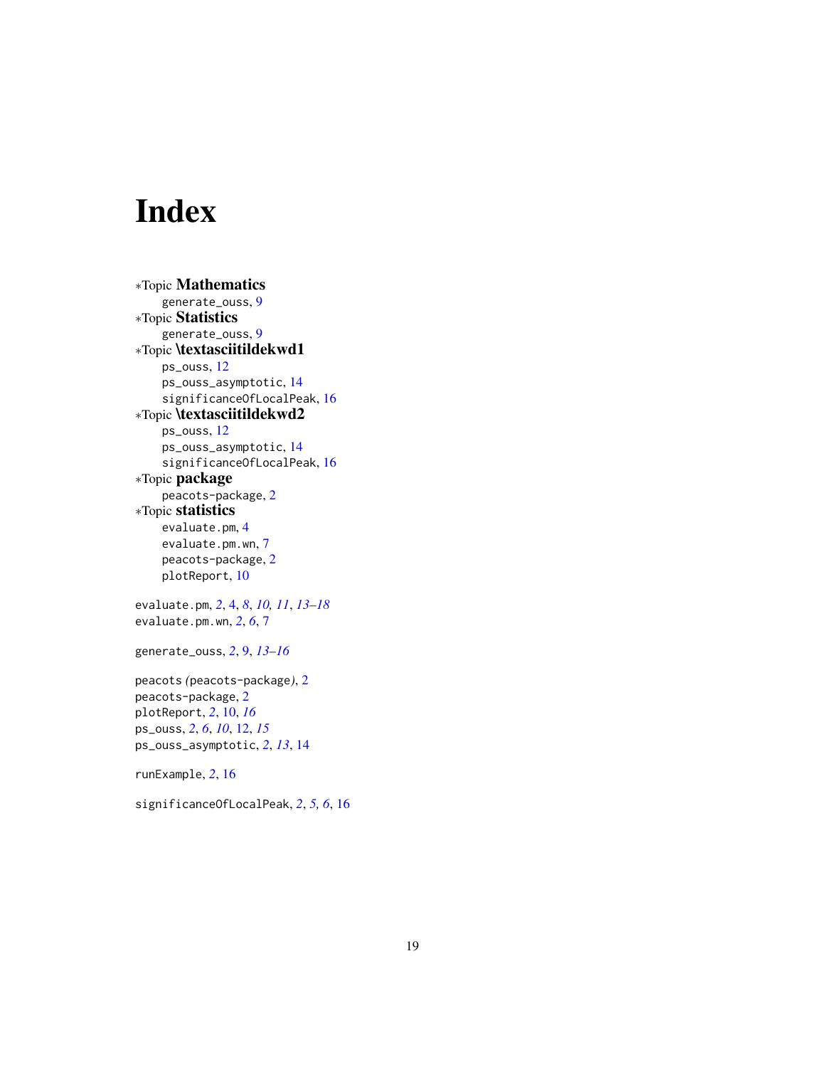# Index

∗Topic **Mathematics**
  generate_ouss, 9
∗Topic **Statistics**
  generate_ouss, 9
∗Topic **\textasciitildekwd1**
  ps_ouss, 12
  ps_ouss_asymptotic, 14
  significanceOfLocalPeak, 16
∗Topic **\textasciitildekwd2**
  ps_ouss, 12
  ps_ouss_asymptotic, 14
  significanceOfLocalPeak, 16
∗Topic **package**
  peacots-package, 2
∗Topic **statistics**
  evaluate.pm, 4
  evaluate.pm.wn, 7
  peacots-package, 2
  plotReport, 10

evaluate.pm, *2*, 4, *8*, *10, 11*, *13–18*
evaluate.pm.wn, *2*, *6*, 7

generate_ouss, *2*, 9, *13–16*

peacots *(*peacots-package*)*, 2
peacots-package, 2
plotReport, *2*, 10, *16*
ps_ouss, *2*, *6*, *10*, 12, *15*
ps_ouss_asymptotic, *2*, *13*, 14

runExample, *2*, 16

significanceOfLocalPeak, *2*, *5, 6*, 16